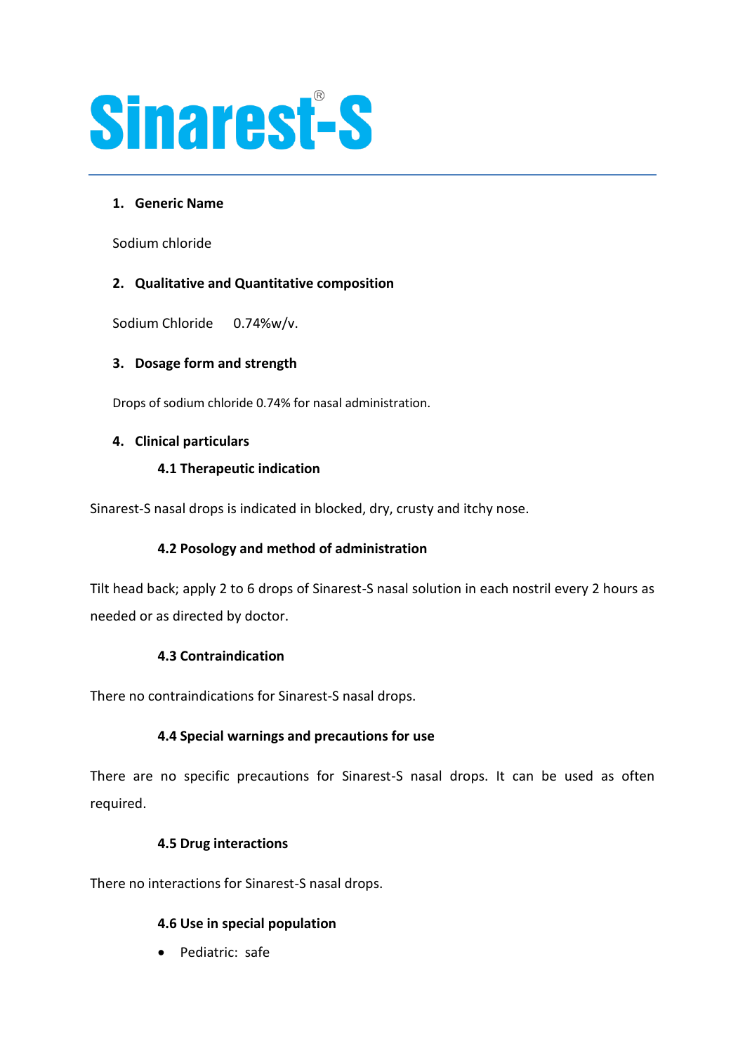# Sinarest®-S

## 1. Generic Name

Sodium chloride

## 2. Qualitative and Quantitative composition

Sodium Chloride 0.74%w/v.

## 3. Dosage form and strength

Drops of sodium chloride 0.74% for nasal administration.

## 4. Clinical particulars

### 4.1 Therapeutic indication

Sinarest-S nasal drops is indicated in blocked, dry, crusty and itchy nose.

### 4.2 Posology and method of administration

Tilt head back; apply 2 to 6 drops of Sinarest-S nasal solution in each nostril every 2 hours as needed or as directed by doctor.

### 4.3 Contraindication

There no contraindications for Sinarest-S nasal drops.

### 4.4 Special warnings and precautions for use

There are no specific precautions for Sinarest-S nasal drops. It can be used as often required.

### 4.5 Drug interactions

There no interactions for Sinarest-S nasal drops.

### 4.6 Use in special population

- Pediatric: safe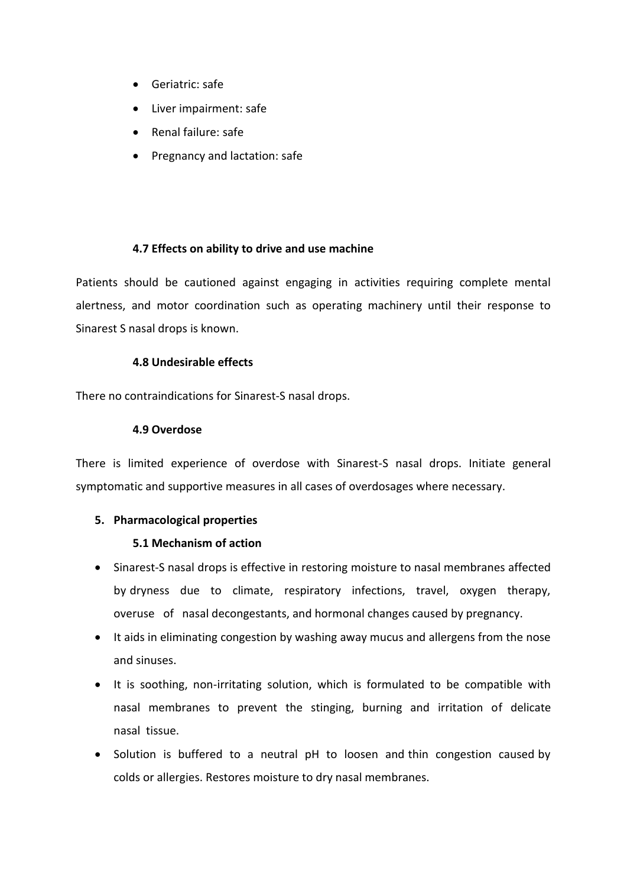- Geriatric: safe
- Liver impairment: safe
- Renal failure: safe
- Pregnancy and lactation: safe

### 4.7 Effects on ability to drive and use machine

Patients should be cautioned against engaging in activities requiring complete mental alertness, and motor coordination such as operating machinery until their response to Sinarest S nasal drops is known.

### 4.8 Undesirable effects

There no contraindications for Sinarest-S nasal drops.

### 4.9 Overdose

There is limited experience of overdose with Sinarest-S nasal drops. Initiate general symptomatic and supportive measures in all cases of overdosages where necessary.

## 5. Pharmacological properties

### 5.1 Mechanism of action

- Sinarest-S nasal drops is effective in restoring moisture to nasal membranes affected by dryness due to climate, respiratory infections, travel, oxygen therapy, overuse of nasal decongestants, and hormonal changes caused by pregnancy.
- It aids in eliminating congestion by washing away mucus and allergens from the nose and sinuses.
- It is soothing, non-irritating solution, which is formulated to be compatible with nasal membranes to prevent the stinging, burning and irritation of delicate nasal tissue.
- Solution is buffered to a neutral pH to loosen and thin congestion caused by colds or allergies. Restores moisture to dry nasal membranes.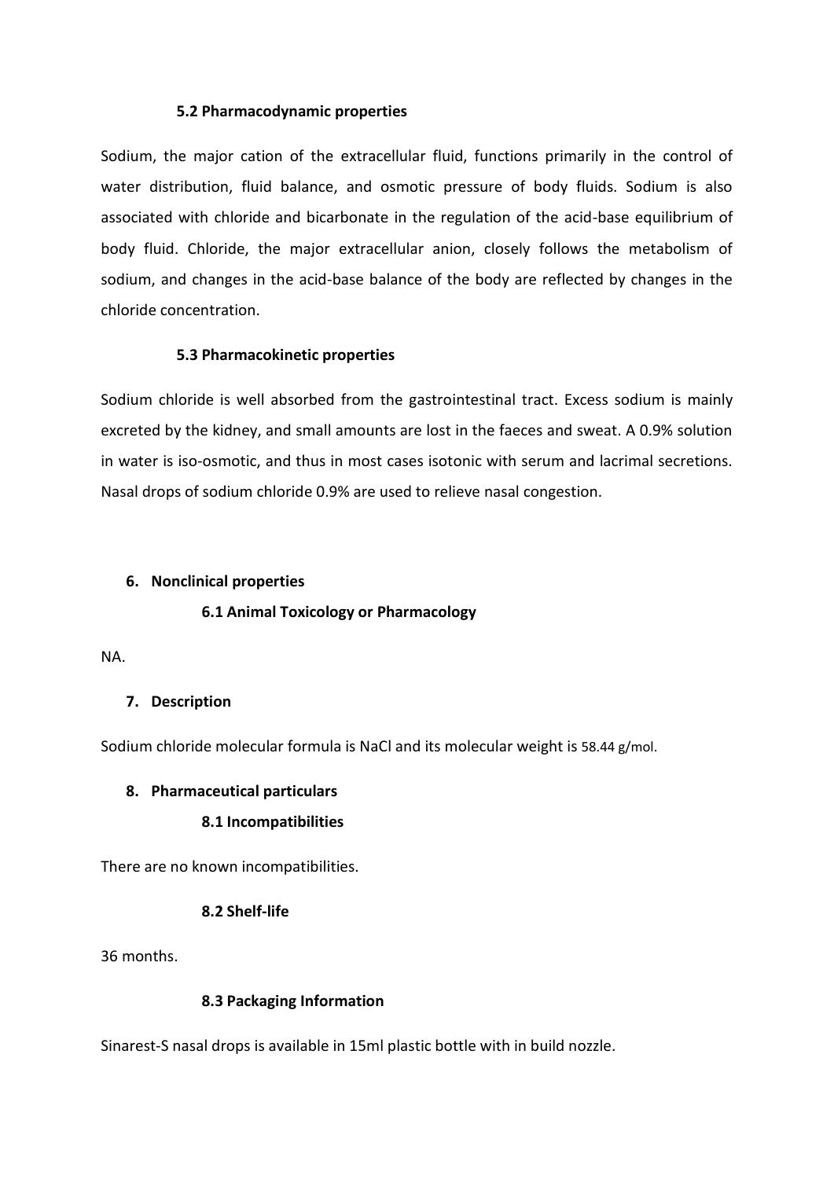### 5.2 Pharmacodynamic properties

Sodium, the major cation of the extracellular fluid, functions primarily in the control of water distribution, fluid balance, and osmotic pressure of body fluids. Sodium is also associated with chloride and bicarbonate in the regulation of the acid-base equilibrium of body fluid. Chloride, the major extracellular anion, closely follows the metabolism of sodium, and changes in the acid-base balance of the body are reflected by changes in the chloride concentration.

### 5.3 Pharmacokinetic properties

Sodium chloride is well absorbed from the gastrointestinal tract. Excess sodium is mainly excreted by the kidney, and small amounts are lost in the faeces and sweat. A 0.9% solution in water is iso-osmotic, and thus in most cases isotonic with serum and lacrimal secretions. Nasal drops of sodium chloride 0.9% are used to relieve nasal congestion.

## 6. Nonclinical properties

### 6.1 Animal Toxicology or Pharmacology

NA.

## 7. Description

Sodium chloride molecular formula is NaCl and its molecular weight is 58.44 g/mol.

## 8. Pharmaceutical particulars

### 8.1 Incompatibilities

There are no known incompatibilities.

### 8.2 Shelf-life

36 months.

### 8.3 Packaging Information

Sinarest-S nasal drops is available in 15ml plastic bottle with in build nozzle.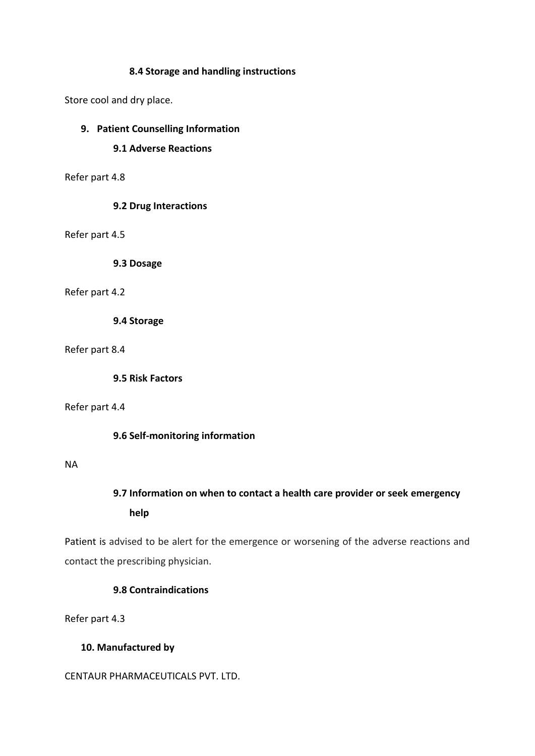### 8.4 Storage and handling instructions

Store cool and dry place.

## 9. Patient Counselling Information

### 9.1 Adverse Reactions

Refer part 4.8

### 9.2 Drug Interactions

Refer part 4.5

### 9.3 Dosage

Refer part 4.2

### 9.4 Storage

Refer part 8.4

### 9.5 Risk Factors

Refer part 4.4

### 9.6 Self-monitoring information

NA

### 9.7 Information on when to contact a health care provider or seek emergency help

Patient is advised to be alert for the emergence or worsening of the adverse reactions and contact the prescribing physician.

### 9.8 Contraindications

Refer part 4.3

## 10. Manufactured by

CENTAUR PHARMACEUTICALS PVT. LTD.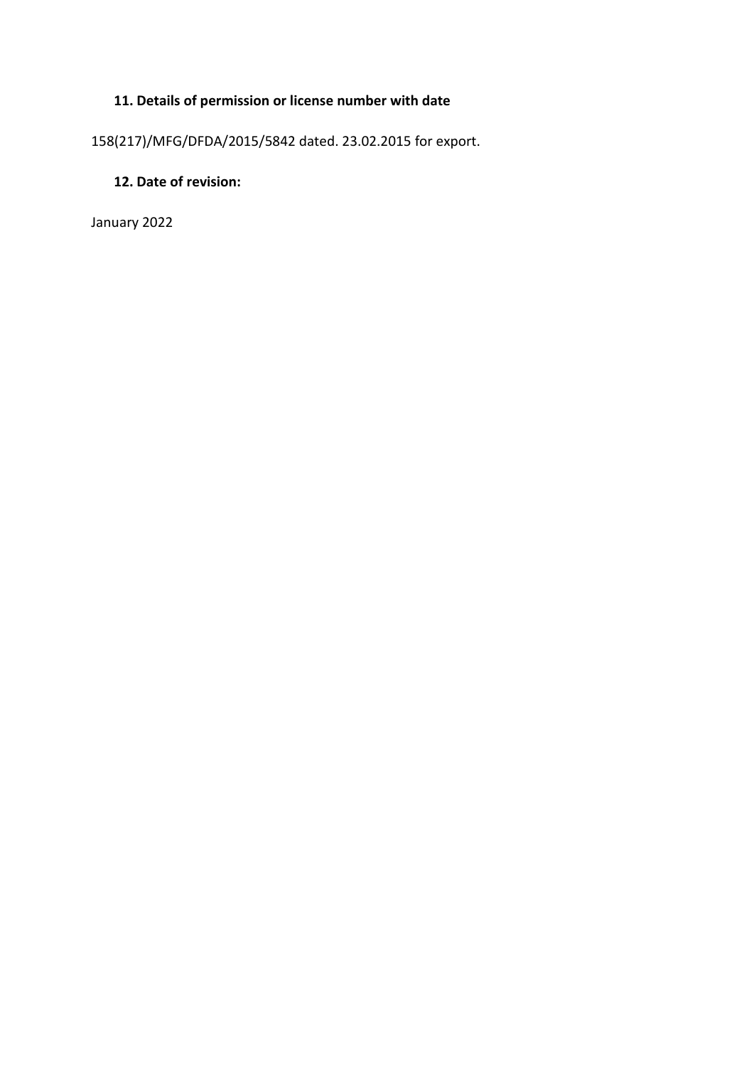### 11. Details of permission or license number with date

158(217)/MFG/DFDA/2015/5842 dated. 23.02.2015 for export.

### 12. Date of revision:

January 2022